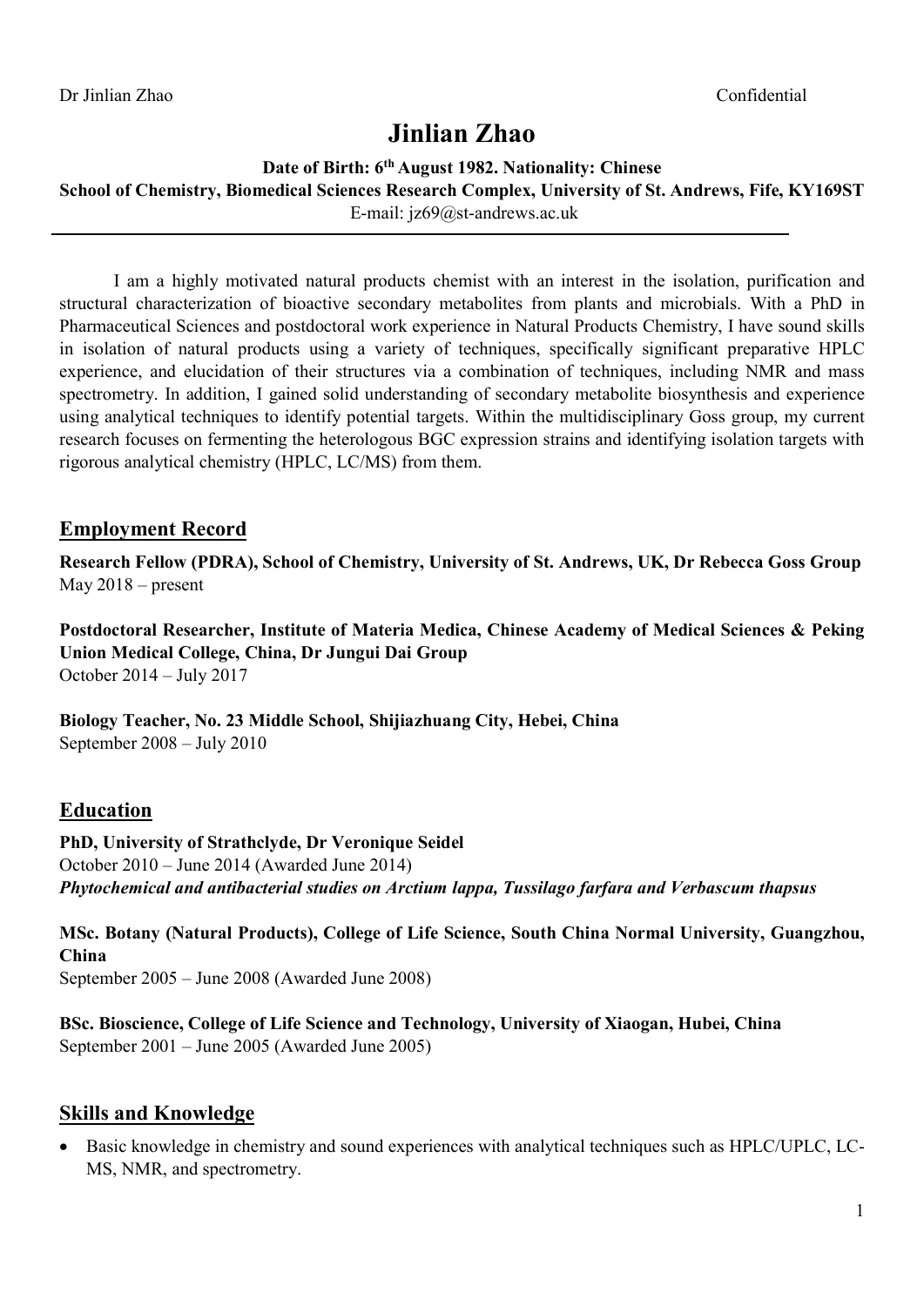# Jinlian Zhao

**Date of Birth: 6th August 1982. Nationality: Chinese**
**School of Chemistry, Biomedical Sciences Research Complex, University of St. Andrews, Fife, KY169ST**
E-mail: jz69@st-andrews.ac.uk

---

I am a highly motivated natural products chemist with an interest in the isolation, purification and structural characterization of bioactive secondary metabolites from plants and microbials. With a PhD in Pharmaceutical Sciences and postdoctoral work experience in Natural Products Chemistry, I have sound skills in isolation of natural products using a variety of techniques, specifically significant preparative HPLC experience, and elucidation of their structures via a combination of techniques, including NMR and mass spectrometry. In addition, I gained solid understanding of secondary metabolite biosynthesis and experience using analytical techniques to identify potential targets. Within the multidisciplinary Goss group, my current research focuses on fermenting the heterologous BGC expression strains and identifying isolation targets with rigorous analytical chemistry (HPLC, LC/MS) from them.

## Employment Record

**Research Fellow (PDRA), School of Chemistry, University of St. Andrews, UK, Dr Rebecca Goss Group**
May 2018 – present

**Postdoctoral Researcher, Institute of Materia Medica, Chinese Academy of Medical Sciences & Peking Union Medical College, China, Dr Jungui Dai Group**
October 2014 – July 2017

**Biology Teacher, No. 23 Middle School, Shijiazhuang City, Hebei, China**
September 2008 – July 2010

## Education

**PhD, University of Strathclyde, Dr Veronique Seidel**
October 2010 – June 2014 (Awarded June 2014)
***Phytochemical and antibacterial studies on Arctium lappa, Tussilago farfara and Verbascum thapsus***

**MSc. Botany (Natural Products), College of Life Science, South China Normal University, Guangzhou, China**
September 2005 – June 2008 (Awarded June 2008)

**BSc. Bioscience, College of Life Science and Technology, University of Xiaogan, Hubei, China**
September 2001 – June 2005 (Awarded June 2005)

## Skills and Knowledge

- Basic knowledge in chemistry and sound experiences with analytical techniques such as HPLC/UPLC, LC-MS, NMR, and spectrometry.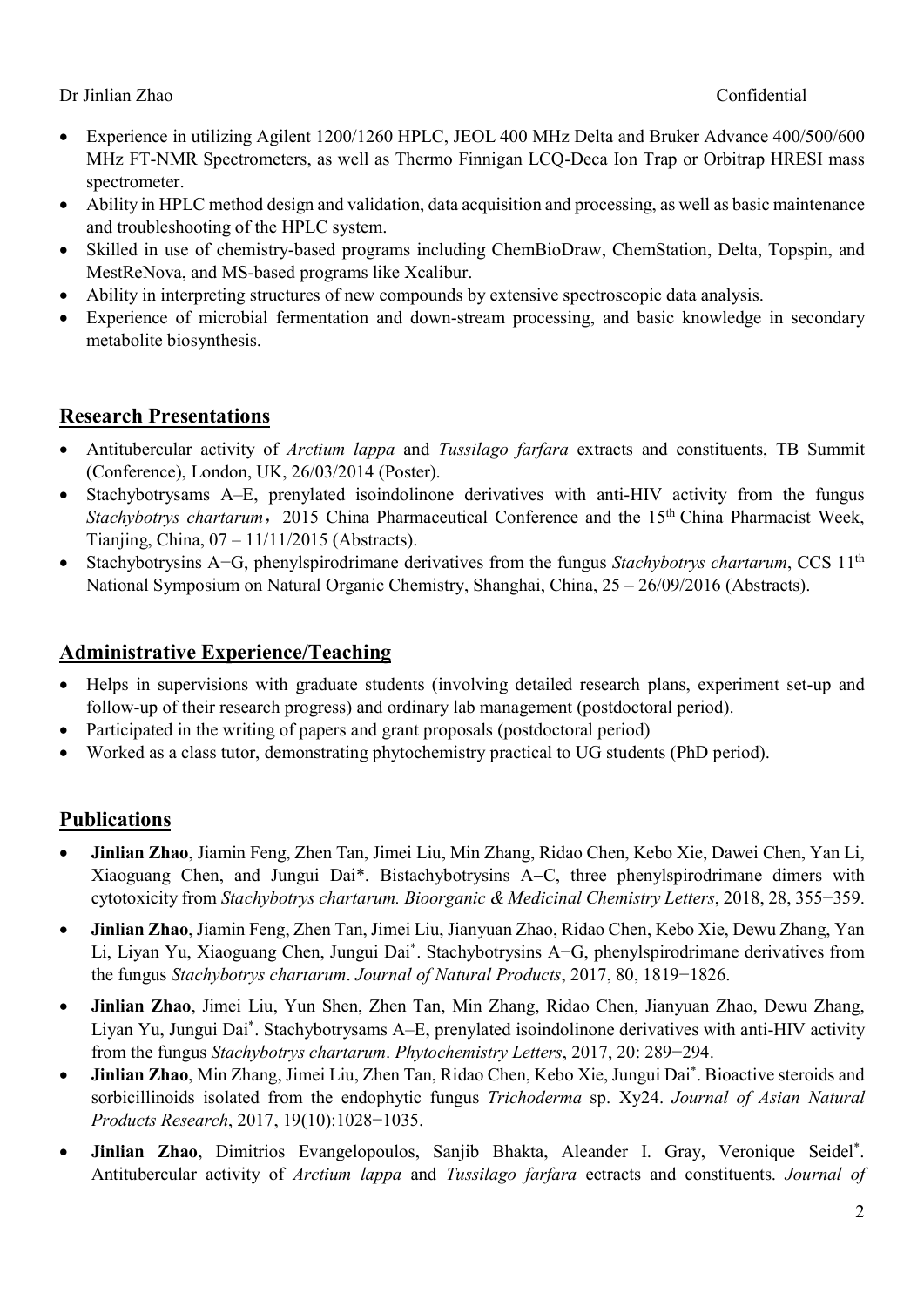- Experience in utilizing Agilent 1200/1260 HPLC, JEOL 400 MHz Delta and Bruker Advance 400/500/600 MHz FT-NMR Spectrometers, as well as Thermo Finnigan LCQ-Deca Ion Trap or Orbitrap HRESI mass spectrometer.
- Ability in HPLC method design and validation, data acquisition and processing, as well as basic maintenance and troubleshooting of the HPLC system.
- Skilled in use of chemistry-based programs including ChemBioDraw, ChemStation, Delta, Topspin, and MestReNova, and MS-based programs like Xcalibur.
- Ability in interpreting structures of new compounds by extensive spectroscopic data analysis.
- Experience of microbial fermentation and down-stream processing, and basic knowledge in secondary metabolite biosynthesis.

## Research Presentations

- Antitubercular activity of *Arctium lappa* and *Tussilago farfara* extracts and constituents, TB Summit (Conference), London, UK, 26/03/2014 (Poster).
- Stachybotrysams A–E, prenylated isoindolinone derivatives with anti-HIV activity from the fungus *Stachybotrys chartarum*，2015 China Pharmaceutical Conference and the 15th China Pharmacist Week, Tianjing, China, 07 – 11/11/2015 (Abstracts).
- Stachybotrysins A−G, phenylspirodrimane derivatives from the fungus *Stachybotrys chartarum*, CCS 11th National Symposium on Natural Organic Chemistry, Shanghai, China, 25 – 26/09/2016 (Abstracts).

## Administrative Experience/Teaching

- Helps in supervisions with graduate students (involving detailed research plans, experiment set-up and follow-up of their research progress) and ordinary lab management (postdoctoral period).
- Participated in the writing of papers and grant proposals (postdoctoral period)
- Worked as a class tutor, demonstrating phytochemistry practical to UG students (PhD period).

## Publications

- **Jinlian Zhao**, Jiamin Feng, Zhen Tan, Jimei Liu, Min Zhang, Ridao Chen, Kebo Xie, Dawei Chen, Yan Li, Xiaoguang Chen, and Jungui Dai*. Bistachybotrysins A−C, three phenylspirodrimane dimers with cytotoxicity from *Stachybotrys chartarum. Bioorganic & Medicinal Chemistry Letters*, 2018, 28, 355−359.
- **Jinlian Zhao**, Jiamin Feng, Zhen Tan, Jimei Liu, Jianyuan Zhao, Ridao Chen, Kebo Xie, Dewu Zhang, Yan Li, Liyan Yu, Xiaoguang Chen, Jungui Dai*. Stachybotrysins A−G, phenylspirodrimane derivatives from the fungus *Stachybotrys chartarum*. *Journal of Natural Products*, 2017, 80, 1819−1826.
- **Jinlian Zhao**, Jimei Liu, Yun Shen, Zhen Tan, Min Zhang, Ridao Chen, Jianyuan Zhao, Dewu Zhang, Liyan Yu, Jungui Dai*. Stachybotrysams A–E, prenylated isoindolinone derivatives with anti-HIV activity from the fungus *Stachybotrys chartarum*. *Phytochemistry Letters*, 2017, 20: 289−294.
- **Jinlian Zhao**, Min Zhang, Jimei Liu, Zhen Tan, Ridao Chen, Kebo Xie, Jungui Dai*. Bioactive steroids and sorbicillinoids isolated from the endophytic fungus *Trichoderma* sp. Xy24. *Journal of Asian Natural Products Research*, 2017, 19(10):1028−1035.
- **Jinlian Zhao**, Dimitrios Evangelopoulos, Sanjib Bhakta, Aleander I. Gray, Veronique Seidel*. Antitubercular activity of *Arctium lappa* and *Tussilago farfara* ectracts and constituents. *Journal of*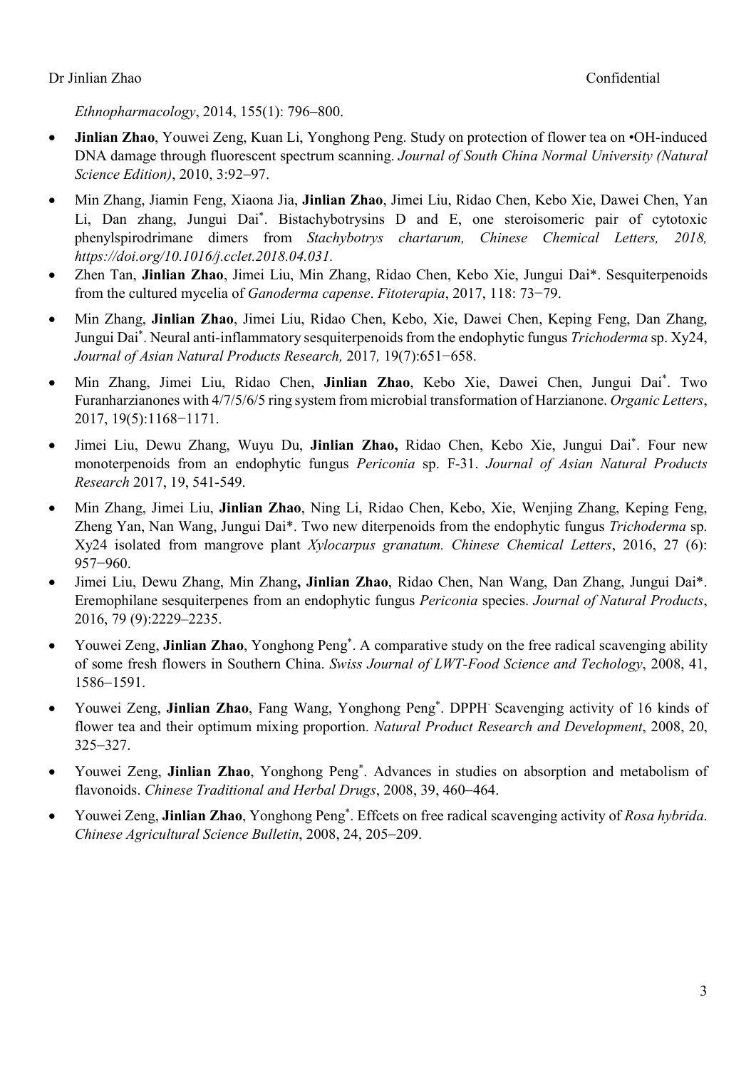*Ethnopharmacology*, 2014, 155(1): 796–800.

- **Jinlian Zhao**, Youwei Zeng, Kuan Li, Yonghong Peng. Study on protection of flower tea on •OH-induced DNA damage through fluorescent spectrum scanning. *Journal of South China Normal University (Natural Science Edition)*, 2010, 3:92–97.
- Min Zhang, Jiamin Feng, Xiaona Jia, **Jinlian Zhao**, Jimei Liu, Ridao Chen, Kebo Xie, Dawei Chen, Yan Li, Dan zhang, Jungui Dai*. Bistachybotrysins D and E, one steroisomeric pair of cytotoxic phenylspirodrimane dimers from *Stachybotrys chartarum, Chinese Chemical Letters, 2018, https://doi.org/10.1016/j.cclet.2018.04.031.*
- Zhen Tan, **Jinlian Zhao**, Jimei Liu, Min Zhang, Ridao Chen, Kebo Xie, Jungui Dai*. Sesquiterpenoids from the cultured mycelia of *Ganoderma capense*. *Fitoterapia*, 2017, 118: 73−79.
- Min Zhang, **Jinlian Zhao**, Jimei Liu, Ridao Chen, Kebo, Xie, Dawei Chen, Keping Feng, Dan Zhang, Jungui Dai*. Neural anti-inflammatory sesquiterpenoids from the endophytic fungus *Trichoderma* sp. Xy24, *Journal of Asian Natural Products Research,* 2017*,* 19(7):651−658.
- Min Zhang, Jimei Liu, Ridao Chen, **Jinlian Zhao**, Kebo Xie, Dawei Chen, Jungui Dai*. Two Furanharzianones with 4/7/5/6/5 ring system from microbial transformation of Harzianone. *Organic Letters*, 2017, 19(5):1168−1171.
- Jimei Liu, Dewu Zhang, Wuyu Du, **Jinlian Zhao,** Ridao Chen, Kebo Xie, Jungui Dai*. Four new monoterpenoids from an endophytic fungus *Periconia* sp. F-31. *Journal of Asian Natural Products Research* 2017, 19, 541-549.
- Min Zhang, Jimei Liu, **Jinlian Zhao**, Ning Li, Ridao Chen, Kebo, Xie, Wenjing Zhang, Keping Feng, Zheng Yan, Nan Wang, Jungui Dai*. Two new diterpenoids from the endophytic fungus *Trichoderma* sp. Xy24 isolated from mangrove plant *Xylocarpus granatum. Chinese Chemical Letters*, 2016, 27 (6): 957−960.
- Jimei Liu, Dewu Zhang, Min Zhang**, Jinlian Zhao**, Ridao Chen, Nan Wang, Dan Zhang, Jungui Dai*. Eremophilane sesquiterpenes from an endophytic fungus *Periconia* species. *Journal of Natural Products*, 2016, 79 (9):2229–2235.
- Youwei Zeng, **Jinlian Zhao**, Yonghong Peng*. A comparative study on the free radical scavenging ability of some fresh flowers in Southern China. *Swiss Journal of LWT-Food Science and Techology*, 2008, 41, 1586–1591.
- Youwei Zeng, **Jinlian Zhao**, Fang Wang, Yonghong Peng*. DPPH· Scavenging activity of 16 kinds of flower tea and their optimum mixing proportion. *Natural Product Research and Development*, 2008, 20, 325–327.
- Youwei Zeng, **Jinlian Zhao**, Yonghong Peng*. Advances in studies on absorption and metabolism of flavonoids. *Chinese Traditional and Herbal Drugs*, 2008, 39, 460–464.
- Youwei Zeng, **Jinlian Zhao**, Yonghong Peng*. Effcets on free radical scavenging activity of *Rosa hybrida*. *Chinese Agricultural Science Bulletin*, 2008, 24, 205–209.